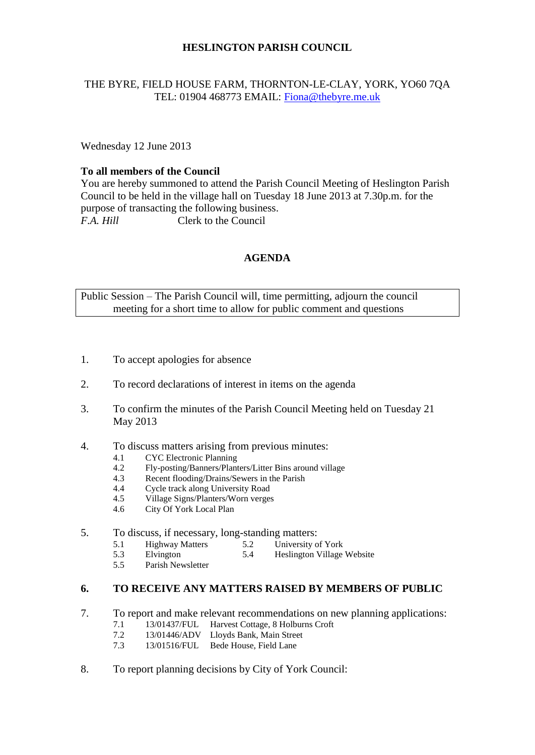# HESLINGTON PARISH COUNCIL

THE BYRE, FIELD HOUSE FARM, THORNTON-LE-CLAY, YORK, YO60 7QA
TEL: 01904 468773 EMAIL: Fiona@thebyre.me.uk

Wednesday 12 June 2013

**To all members of the Council**
You are hereby summoned to attend the Parish Council Meeting of Heslington Parish Council to be held in the village hall on Tuesday 18 June 2013 at 7.30p.m. for the purpose of transacting the following business.
*F.A. Hill* Clerk to the Council

## AGENDA

Public Session – The Parish Council will, time permitting, adjourn the council meeting for a short time to allow for public comment and questions

1. To accept apologies for absence

2. To record declarations of interest in items on the agenda

3. To confirm the minutes of the Parish Council Meeting held on Tuesday 21 May 2013

4. To discuss matters arising from previous minutes:
   - 4.1 CYC Electronic Planning
   - 4.2 Fly-posting/Banners/Planters/Litter Bins around village
   - 4.3 Recent flooding/Drains/Sewers in the Parish
   - 4.4 Cycle track along University Road
   - 4.5 Village Signs/Planters/Worn verges
   - 4.6 City Of York Local Plan

5. To discuss, if necessary, long-standing matters:
   - 5.1 Highway Matters
   - 5.2 University of York
   - 5.3 Elvington
   - 5.4 Heslington Village Website
   - 5.5 Parish Newsletter

6. **TO RECEIVE ANY MATTERS RAISED BY MEMBERS OF PUBLIC**

7. To report and make relevant recommendations on new planning applications:
   - 7.1 13/01437/FUL Harvest Cottage, 8 Holburns Croft
   - 7.2 13/01446/ADV Lloyds Bank, Main Street
   - 7.3 13/01516/FUL Bede House, Field Lane

8. To report planning decisions by City of York Council: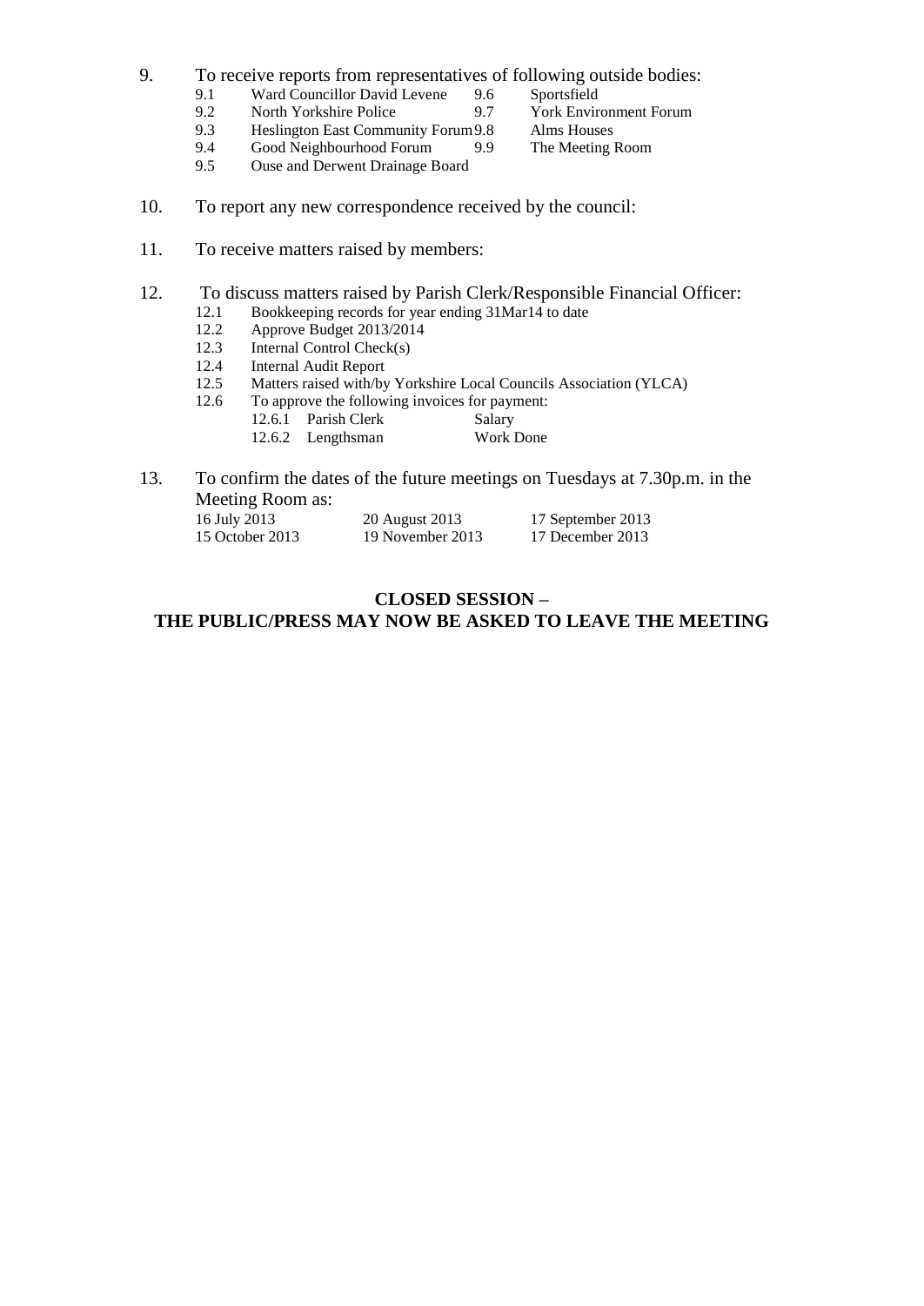9. To receive reports from representatives of following outside bodies:
   - 9.1 Ward Councillor David Levene
   - 9.2 North Yorkshire Police
   - 9.3 Heslington East Community Forum
   - 9.4 Good Neighbourhood Forum
   - 9.5 Ouse and Derwent Drainage Board
   - 9.6 Sportsfield
   - 9.7 York Environment Forum
   - 9.8 Alms Houses
   - 9.9 The Meeting Room

10. To report any new correspondence received by the council:

11. To receive matters raised by members:

12. To discuss matters raised by Parish Clerk/Responsible Financial Officer:
    - 12.1 Bookkeeping records for year ending 31Mar14 to date
    - 12.2 Approve Budget 2013/2014
    - 12.3 Internal Control Check(s)
    - 12.4 Internal Audit Report
    - 12.5 Matters raised with/by Yorkshire Local Councils Association (YLCA)
    - 12.6 To approve the following invoices for payment:
      - 12.6.1 Parish Clerk — Salary
      - 12.6.2 Lengthsman — Work Done

13. To confirm the dates of the future meetings on Tuesdays at 7.30p.m. in the Meeting Room as:

| | | |
|---|---|---|
| 16 July 2013 | 20 August 2013 | 17 September 2013 |
| 15 October 2013 | 19 November 2013 | 17 December 2013 |

**CLOSED SESSION –**
**THE PUBLIC/PRESS MAY NOW BE ASKED TO LEAVE THE MEETING**